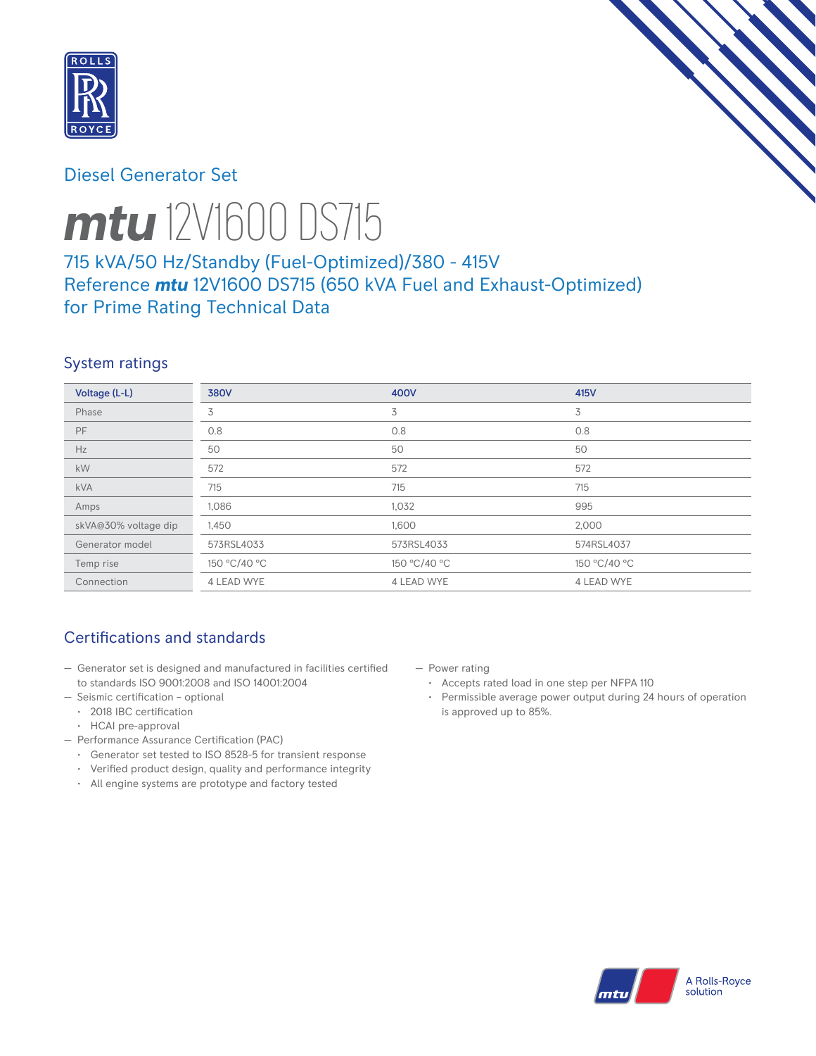Diesel Generator Set

# *mtu* 12V1600 DS715

## 715 kVA/50 Hz/Standby (Fuel-Optimized)/380 - 415V
## Reference *mtu* 12V1600 DS715 (650 kVA Fuel and Exhaust-Optimized) for Prime Rating Technical Data

### System ratings

| Voltage (L-L) | 380V | 400V | 415V |
|---|---|---|---|
| Phase | 3 | 3 | 3 |
| PF | 0.8 | 0.8 | 0.8 |
| Hz | 50 | 50 | 50 |
| kW | 572 | 572 | 572 |
| kVA | 715 | 715 | 715 |
| Amps | 1,086 | 1,032 | 995 |
| skVA@30% voltage dip | 1,450 | 1,600 | 2,000 |
| Generator model | 573RSL4033 | 573RSL4033 | 574RSL4037 |
| Temp rise | 150 °C/40 °C | 150 °C/40 °C | 150 °C/40 °C |
| Connection | 4 LEAD WYE | 4 LEAD WYE | 4 LEAD WYE |

### Certifications and standards

- Generator set is designed and manufactured in facilities certified to standards ISO 9001:2008 and ISO 14001:2004
- Seismic certification – optional
  - 2018 IBC certification
  - HCAI pre-approval
- Performance Assurance Certification (PAC)
  - Generator set tested to ISO 8528-5 for transient response
  - Verified product design, quality and performance integrity
  - All engine systems are prototype and factory tested
- Power rating
  - Accepts rated load in one step per NFPA 110
  - Permissible average power output during 24 hours of operation is approved up to 85%.

A Rolls-Royce solution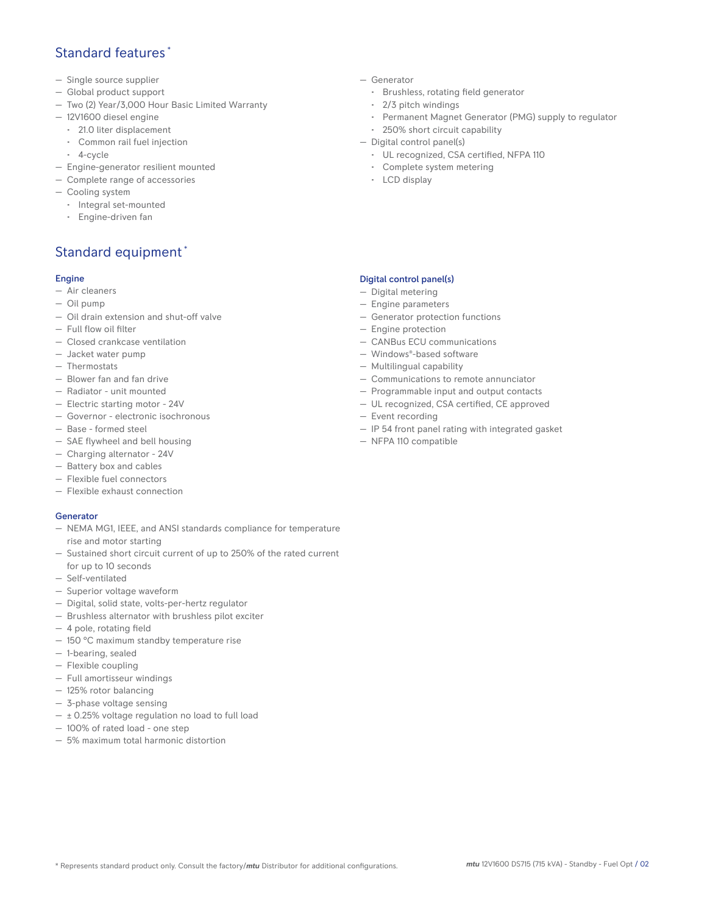## Standard features *

- Single source supplier
- Global product support
- Two (2) Year/3,000 Hour Basic Limited Warranty
- 12V1600 diesel engine
  - 21.0 liter displacement
  - Common rail fuel injection
  - 4-cycle
- Engine-generator resilient mounted
- Complete range of accessories
- Cooling system
  - Integral set-mounted
  - Engine-driven fan
- Generator
  - Brushless, rotating field generator
  - 2/3 pitch windings
  - Permanent Magnet Generator (PMG) supply to regulator
  - 250% short circuit capability
- Digital control panel(s)
  - UL recognized, CSA certified, NFPA 110
  - Complete system metering
  - LCD display

## Standard equipment *

### Engine

- Air cleaners
- Oil pump
- Oil drain extension and shut-off valve
- Full flow oil filter
- Closed crankcase ventilation
- Jacket water pump
- Thermostats
- Blower fan and fan drive
- Radiator - unit mounted
- Electric starting motor - 24V
- Governor - electronic isochronous
- Base - formed steel
- SAE flywheel and bell housing
- Charging alternator - 24V
- Battery box and cables
- Flexible fuel connectors
- Flexible exhaust connection

### Generator

- NEMA MG1, IEEE, and ANSI standards compliance for temperature rise and motor starting
- Sustained short circuit current of up to 250% of the rated current for up to 10 seconds
- Self-ventilated
- Superior voltage waveform
- Digital, solid state, volts-per-hertz regulator
- Brushless alternator with brushless pilot exciter
- 4 pole, rotating field
- 150 °C maximum standby temperature rise
- 1-bearing, sealed
- Flexible coupling
- Full amortisseur windings
- 125% rotor balancing
- 3-phase voltage sensing
- ± 0.25% voltage regulation no load to full load
- 100% of rated load - one step
- 5% maximum total harmonic distortion

### Digital control panel(s)

- Digital metering
- Engine parameters
- Generator protection functions
- Engine protection
- CANBus ECU communications
- Windows®-based software
- Multilingual capability
- Communications to remote annunciator
- Programmable input and output contacts
- UL recognized, CSA certified, CE approved
- Event recording
- IP 54 front panel rating with integrated gasket
- NFPA 110 compatible

* Represents standard product only. Consult the factory/*mtu* Distributor for additional configurations.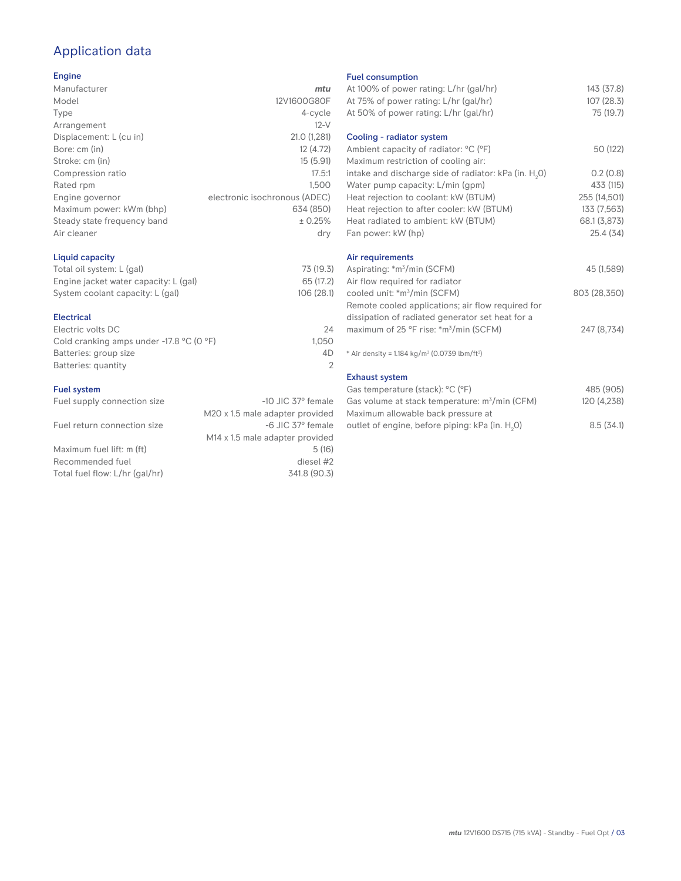## Application data

### Engine

| | |
|---|---|
| Manufacturer | *mtu* |
| Model | 12V1600G80F |
| Type | 4-cycle |
| Arrangement | 12-V |
| Displacement: L (cu in) | 21.0 (1,281) |
| Bore: cm (in) | 12 (4.72) |
| Stroke: cm (in) | 15 (5.91) |
| Compression ratio | 17.5:1 |
| Rated rpm | 1,500 |
| Engine governor | electronic isochronous (ADEC) |
| Maximum power: kWm (bhp) | 634 (850) |
| Steady state frequency band | ± 0.25% |
| Air cleaner | dry |

### Liquid capacity

| | |
|---|---|
| Total oil system: L (gal) | 73 (19.3) |
| Engine jacket water capacity: L (gal) | 65 (17.2) |
| System coolant capacity: L (gal) | 106 (28.1) |

### Electrical

| | |
|---|---|
| Electric volts DC | 24 |
| Cold cranking amps under -17.8 °C (0 °F) | 1,050 |
| Batteries: group size | 4D |
| Batteries: quantity | 2 |

### Fuel system

| | |
|---|---|
| Fuel supply connection size | -10 JIC 37° female<br>M20 x 1.5 male adapter provided |
| Fuel return connection size | -6 JIC 37° female<br>M14 x 1.5 male adapter provided |
| Maximum fuel lift: m (ft) | 5 (16) |
| Recommended fuel | diesel #2 |
| Total fuel flow: L/hr (gal/hr) | 341.8 (90.3) |

### Fuel consumption

| | |
|---|---|
| At 100% of power rating: L/hr (gal/hr) | 143 (37.8) |
| At 75% of power rating: L/hr (gal/hr) | 107 (28.3) |
| At 50% of power rating: L/hr (gal/hr) | 75 (19.7) |

### Cooling - radiator system

| | |
|---|---|
| Ambient capacity of radiator: °C (°F) | 50 (122) |
| Maximum restriction of cooling air:<br>intake and discharge side of radiator: kPa (in. $H_2O$) | 0.2 (0.8) |
| Water pump capacity: L/min (gpm) | 433 (115) |
| Heat rejection to coolant: kW (BTUM) | 255 (14,501) |
| Heat rejection to after cooler: kW (BTUM) | 133 (7,563) |
| Heat radiated to ambient: kW (BTUM) | 68.1 (3,873) |
| Fan power: kW (hp) | 25.4 (34) |

### Air requirements

| | |
|---|---|
| Aspirating: *m³/min (SCFM) | 45 (1,589) |
| Air flow required for radiator cooled unit: *m³/min (SCFM) | 803 (28,350) |
| Remote cooled applications; air flow required for dissipation of radiated generator set heat for a maximum of 25 °F rise: *m³/min (SCFM) | 247 (8,734) |

\* Air density = 1.184 kg/m³ (0.0739 lbm/ft³)

### Exhaust system

| | |
|---|---|
| Gas temperature (stack): °C (°F) | 485 (905) |
| Gas volume at stack temperature: m³/min (CFM) | 120 (4,238) |
| Maximum allowable back pressure at outlet of engine, before piping: kPa (in. $H_2O$) | 8.5 (34.1) |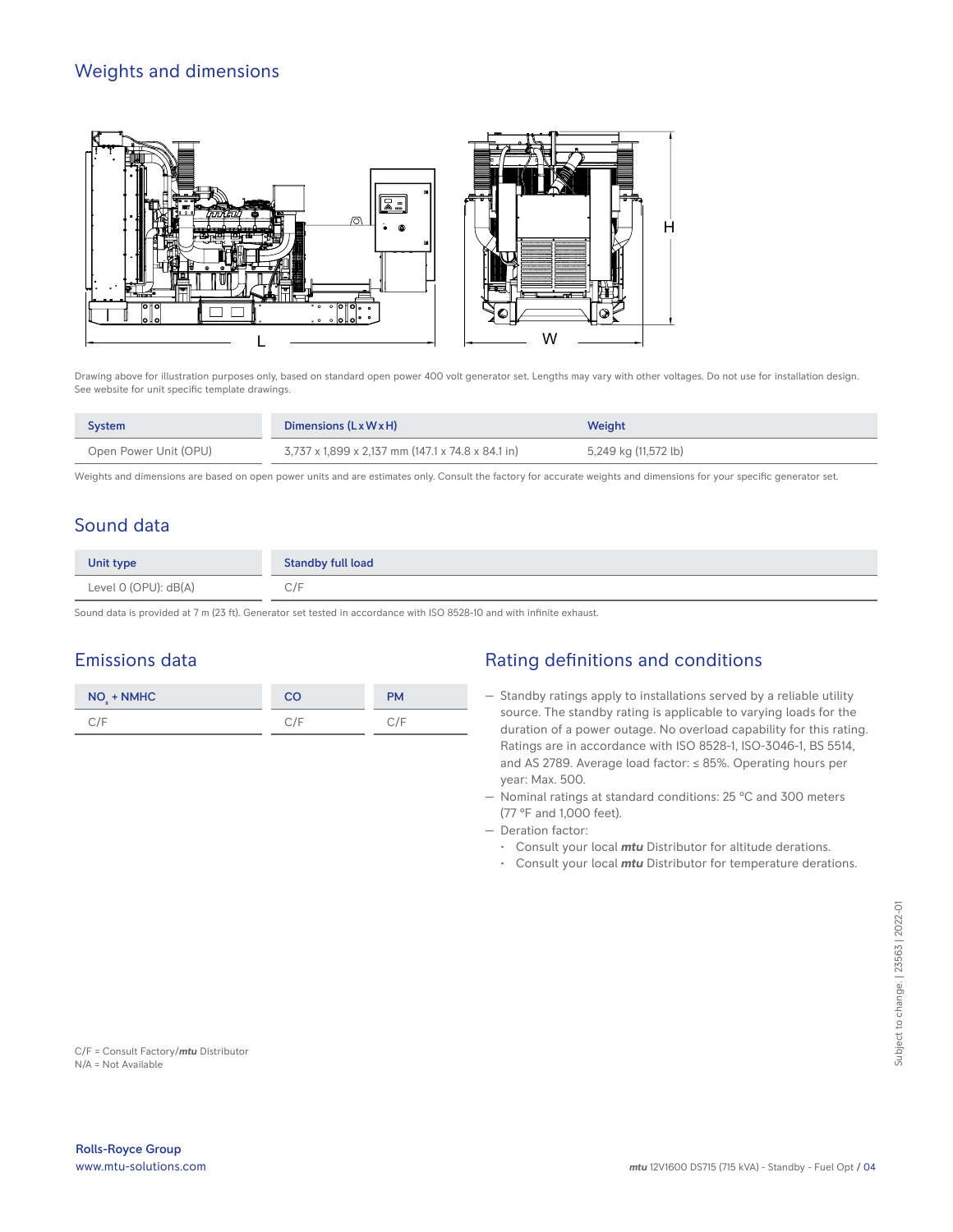## Weights and dimensions

L

W

H

Drawing above for illustration purposes only, based on standard open power 400 volt generator set. Lengths may vary with other voltages. Do not use for installation design. See website for unit specific template drawings.

| System | Dimensions (L x W x H) | Weight |
| --- | --- | --- |
| Open Power Unit (OPU) | 3,737 x 1,899 x 2,137 mm (147.1 x 74.8 x 84.1 in) | 5,249 kg (11,572 lb) |

Weights and dimensions are based on open power units and are estimates only. Consult the factory for accurate weights and dimensions for your specific generator set.

## Sound data

| Unit type | Standby full load |
| --- | --- |
| Level 0 (OPU): dB(A) | C/F |

Sound data is provided at 7 m (23 ft). Generator set tested in accordance with ISO 8528-10 and with infinite exhaust.

## Emissions data

| $NO_x$ + NMHC | CO | PM |
| --- | --- | --- |
| C/F | C/F | C/F |

## Rating definitions and conditions

- Standby ratings apply to installations served by a reliable utility source. The standby rating is applicable to varying loads for the duration of a power outage. No overload capability for this rating. Ratings are in accordance with ISO 8528-1, ISO-3046-1, BS 5514, and AS 2789. Average load factor: ≤ 85%. Operating hours per year: Max. 500.
- Nominal ratings at standard conditions: 25 °C and 300 meters (77 °F and 1,000 feet).
- Deration factor:
  - Consult your local ***mtu*** Distributor for altitude derations.
  - Consult your local ***mtu*** Distributor for temperature derations.

Subject to change. | 23563 | 2022-01

C/F = Consult Factory/***mtu*** Distributor
N/A = Not Available

Rolls-Royce Group
www.mtu-solutions.com

***mtu*** 12V1600 DS715 (715 kVA) - Standby - Fuel Opt